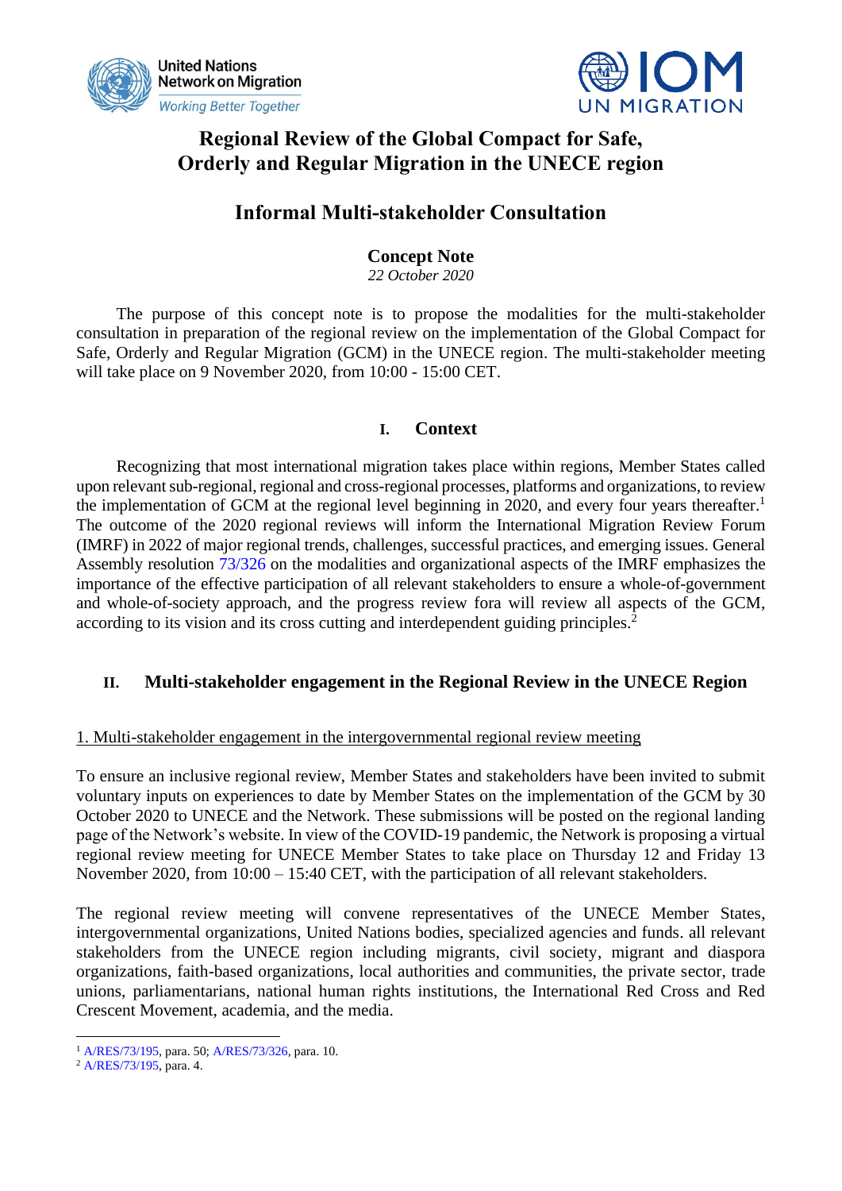# Regional Review of the Global Compact for Safe, Orderly and Regular Migration in the UNECE region

## Informal Multi-stakeholder Consultation

### Concept Note

*22 October 2020*

The purpose of this concept note is to propose the modalities for the multi-stakeholder consultation in preparation of the regional review on the implementation of the Global Compact for Safe, Orderly and Regular Migration (GCM) in the UNECE region. The multi-stakeholder meeting will take place on 9 November 2020, from 10:00 - 15:00 CET.

## I. Context

Recognizing that most international migration takes place within regions, Member States called upon relevant sub-regional, regional and cross-regional processes, platforms and organizations, to review the implementation of GCM at the regional level beginning in 2020, and every four years thereafter.[1] The outcome of the 2020 regional reviews will inform the International Migration Review Forum (IMRF) in 2022 of major regional trends, challenges, successful practices, and emerging issues. General Assembly resolution 73/326 on the modalities and organizational aspects of the IMRF emphasizes the importance of the effective participation of all relevant stakeholders to ensure a whole-of-government and whole-of-society approach, and the progress review fora will review all aspects of the GCM, according to its vision and its cross cutting and interdependent guiding principles.[2]

## II. Multi-stakeholder engagement in the Regional Review in the UNECE Region

1. Multi-stakeholder engagement in the intergovernmental regional review meeting

To ensure an inclusive regional review, Member States and stakeholders have been invited to submit voluntary inputs on experiences to date by Member States on the implementation of the GCM by 30 October 2020 to UNECE and the Network. These submissions will be posted on the regional landing page of the Network's website. In view of the COVID-19 pandemic, the Network is proposing a virtual regional review meeting for UNECE Member States to take place on Thursday 12 and Friday 13 November 2020, from 10:00 – 15:40 CET, with the participation of all relevant stakeholders.

The regional review meeting will convene representatives of the UNECE Member States, intergovernmental organizations, United Nations bodies, specialized agencies and funds. all relevant stakeholders from the UNECE region including migrants, civil society, migrant and diaspora organizations, faith-based organizations, local authorities and communities, the private sector, trade unions, parliamentarians, national human rights institutions, the International Red Cross and Red Crescent Movement, academia, and the media.

---

[1] A/RES/73/195, para. 50; A/RES/73/326, para. 10.

[2] A/RES/73/195, para. 4.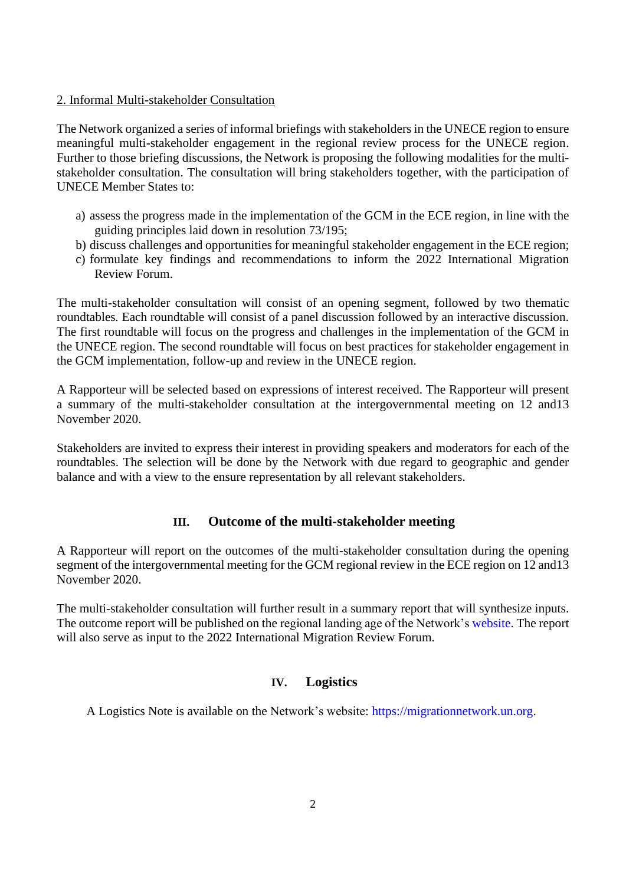2. Informal Multi-stakeholder Consultation

The Network organized a series of informal briefings with stakeholders in the UNECE region to ensure meaningful multi-stakeholder engagement in the regional review process for the UNECE region. Further to those briefing discussions, the Network is proposing the following modalities for the multi-stakeholder consultation. The consultation will bring stakeholders together, with the participation of UNECE Member States to:

a) assess the progress made in the implementation of the GCM in the ECE region, in line with the guiding principles laid down in resolution 73/195;
b) discuss challenges and opportunities for meaningful stakeholder engagement in the ECE region;
c) formulate key findings and recommendations to inform the 2022 International Migration Review Forum.

The multi-stakeholder consultation will consist of an opening segment, followed by two thematic roundtables. Each roundtable will consist of a panel discussion followed by an interactive discussion. The first roundtable will focus on the progress and challenges in the implementation of the GCM in the UNECE region. The second roundtable will focus on best practices for stakeholder engagement in the GCM implementation, follow-up and review in the UNECE region.

A Rapporteur will be selected based on expressions of interest received. The Rapporteur will present a summary of the multi-stakeholder consultation at the intergovernmental meeting on 12 and13 November 2020.

Stakeholders are invited to express their interest in providing speakers and moderators for each of the roundtables. The selection will be done by the Network with due regard to geographic and gender balance and with a view to the ensure representation by all relevant stakeholders.

## III. Outcome of the multi-stakeholder meeting

A Rapporteur will report on the outcomes of the multi-stakeholder consultation during the opening segment of the intergovernmental meeting for the GCM regional review in the ECE region on 12 and13 November 2020.

The multi-stakeholder consultation will further result in a summary report that will synthesize inputs. The outcome report will be published on the regional landing age of the Network's website. The report will also serve as input to the 2022 International Migration Review Forum.

## IV. Logistics

A Logistics Note is available on the Network's website: https://migrationnetwork.un.org.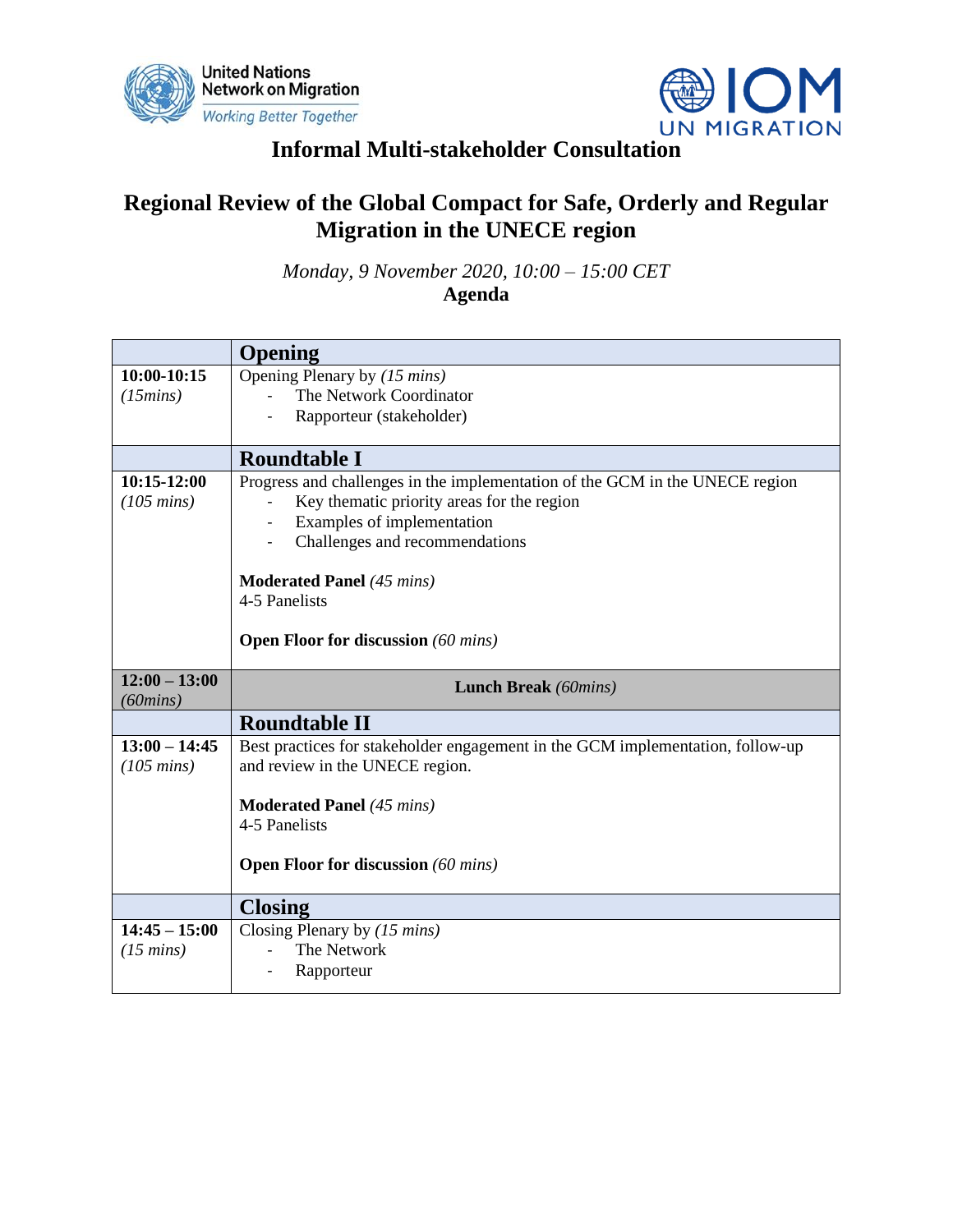# Informal Multi-stakeholder Consultation

## Regional Review of the Global Compact for Safe, Orderly and Regular Migration in the UNECE region

*Monday, 9 November 2020, 10:00 – 15:00 CET*

**Agenda**

| | |
|---|---|
| | **Opening** |
| **10:00-10:15** *(15mins)* | Opening Plenary by *(15 mins)*<br>- The Network Coordinator<br>- Rapporteur (stakeholder) |
| | **Roundtable I** |
| **10:15-12:00** *(105 mins)* | Progress and challenges in the implementation of the GCM in the UNECE region<br>- Key thematic priority areas for the region<br>- Examples of implementation<br>- Challenges and recommendations<br><br>**Moderated Panel** *(45 mins)*<br>4-5 Panelists<br><br>**Open Floor for discussion** *(60 mins)* |
| **12:00 – 13:00** *(60mins)* | **Lunch Break** *(60mins)* |
| | **Roundtable II** |
| **13:00 – 14:45** *(105 mins)* | Best practices for stakeholder engagement in the GCM implementation, follow-up and review in the UNECE region.<br><br>**Moderated Panel** *(45 mins)*<br>4-5 Panelists<br><br>**Open Floor for discussion** *(60 mins)* |
| | **Closing** |
| **14:45 – 15:00** *(15 mins)* | Closing Plenary by *(15 mins)*<br>- The Network<br>- Rapporteur |